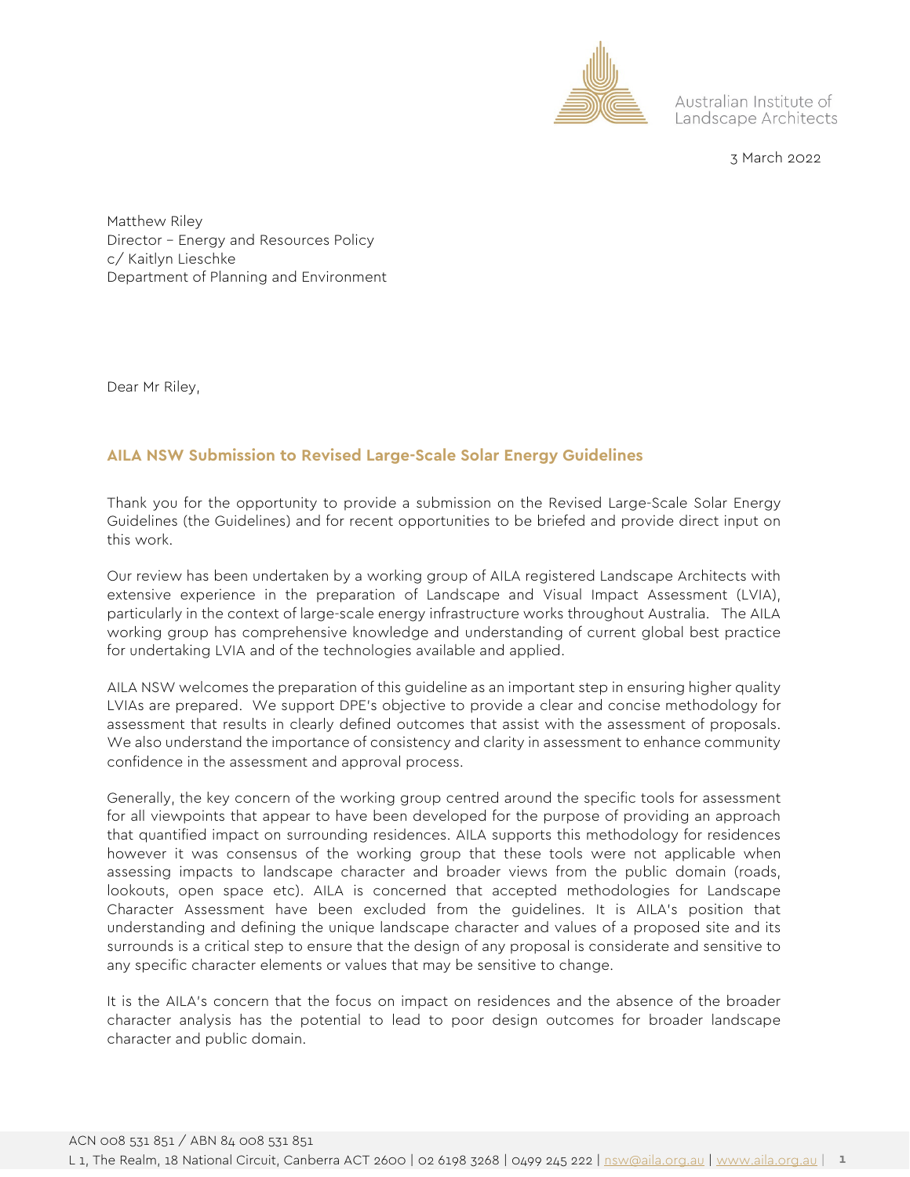Australian Institute of Landscape Architects

3 March 2022

Matthew Riley
Director – Energy and Resources Policy
c/ Kaitlyn Lieschke
Department of Planning and Environment

Dear Mr Riley,

## AILA NSW Submission to Revised Large-Scale Solar Energy Guidelines

Thank you for the opportunity to provide a submission on the Revised Large-Scale Solar Energy Guidelines (the Guidelines) and for recent opportunities to be briefed and provide direct input on this work.

Our review has been undertaken by a working group of AILA registered Landscape Architects with extensive experience in the preparation of Landscape and Visual Impact Assessment (LVIA), particularly in the context of large-scale energy infrastructure works throughout Australia. The AILA working group has comprehensive knowledge and understanding of current global best practice for undertaking LVIA and of the technologies available and applied.

AILA NSW welcomes the preparation of this guideline as an important step in ensuring higher quality LVIAs are prepared. We support DPE's objective to provide a clear and concise methodology for assessment that results in clearly defined outcomes that assist with the assessment of proposals. We also understand the importance of consistency and clarity in assessment to enhance community confidence in the assessment and approval process.

Generally, the key concern of the working group centred around the specific tools for assessment for all viewpoints that appear to have been developed for the purpose of providing an approach that quantified impact on surrounding residences. AILA supports this methodology for residences however it was consensus of the working group that these tools were not applicable when assessing impacts to landscape character and broader views from the public domain (roads, lookouts, open space etc). AILA is concerned that accepted methodologies for Landscape Character Assessment have been excluded from the guidelines. It is AILA's position that understanding and defining the unique landscape character and values of a proposed site and its surrounds is a critical step to ensure that the design of any proposal is considerate and sensitive to any specific character elements or values that may be sensitive to change.

It is the AILA's concern that the focus on impact on residences and the absence of the broader character analysis has the potential to lead to poor design outcomes for broader landscape character and public domain.

ACN 008 531 851 / ABN 84 008 531 851
L 1, The Realm, 18 National Circuit, Canberra ACT 2600 | 02 6198 3268 | 0499 245 222 | nsw@aila.org.au | www.aila.org.au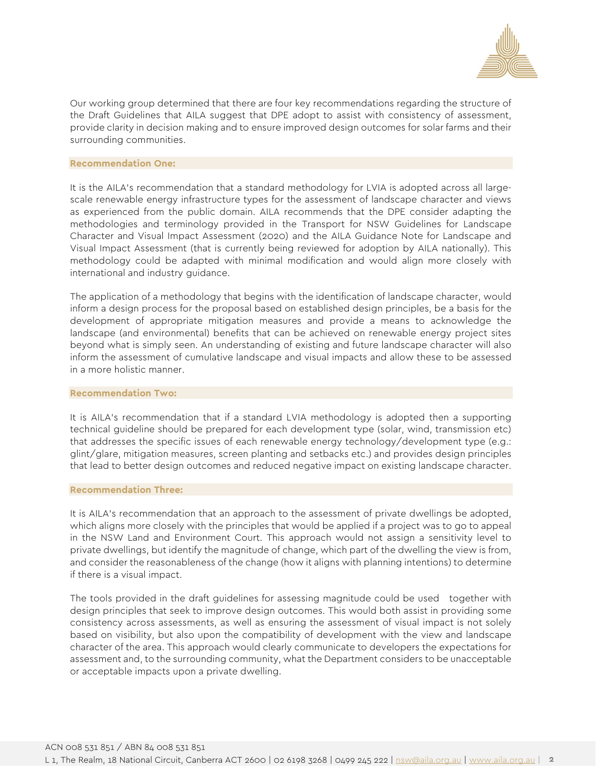Our working group determined that there are four key recommendations regarding the structure of the Draft Guidelines that AILA suggest that DPE adopt to assist with consistency of assessment, provide clarity in decision making and to ensure improved design outcomes for solar farms and their surrounding communities.

**Recommendation One:**

It is the AILA's recommendation that a standard methodology for LVIA is adopted across all large-scale renewable energy infrastructure types for the assessment of landscape character and views as experienced from the public domain. AILA recommends that the DPE consider adapting the methodologies and terminology provided in the Transport for NSW Guidelines for Landscape Character and Visual Impact Assessment (2020) and the AILA Guidance Note for Landscape and Visual Impact Assessment (that is currently being reviewed for adoption by AILA nationally). This methodology could be adapted with minimal modification and would align more closely with international and industry guidance.

The application of a methodology that begins with the identification of landscape character, would inform a design process for the proposal based on established design principles, be a basis for the development of appropriate mitigation measures and provide a means to acknowledge the landscape (and environmental) benefits that can be achieved on renewable energy project sites beyond what is simply seen. An understanding of existing and future landscape character will also inform the assessment of cumulative landscape and visual impacts and allow these to be assessed in a more holistic manner.

**Recommendation Two:**

It is AILA's recommendation that if a standard LVIA methodology is adopted then a supporting technical guideline should be prepared for each development type (solar, wind, transmission etc) that addresses the specific issues of each renewable energy technology/development type (e.g.: glint/glare, mitigation measures, screen planting and setbacks etc.) and provides design principles that lead to better design outcomes and reduced negative impact on existing landscape character.

**Recommendation Three:**

It is AILA's recommendation that an approach to the assessment of private dwellings be adopted, which aligns more closely with the principles that would be applied if a project was to go to appeal in the NSW Land and Environment Court. This approach would not assign a sensitivity level to private dwellings, but identify the magnitude of change, which part of the dwelling the view is from, and consider the reasonableness of the change (how it aligns with planning intentions) to determine if there is a visual impact.

The tools provided in the draft guidelines for assessing magnitude could be used together with design principles that seek to improve design outcomes. This would both assist in providing some consistency across assessments, as well as ensuring the assessment of visual impact is not solely based on visibility, but also upon the compatibility of development with the view and landscape character of the area. This approach would clearly communicate to developers the expectations for assessment and, to the surrounding community, what the Department considers to be unacceptable or acceptable impacts upon a private dwelling.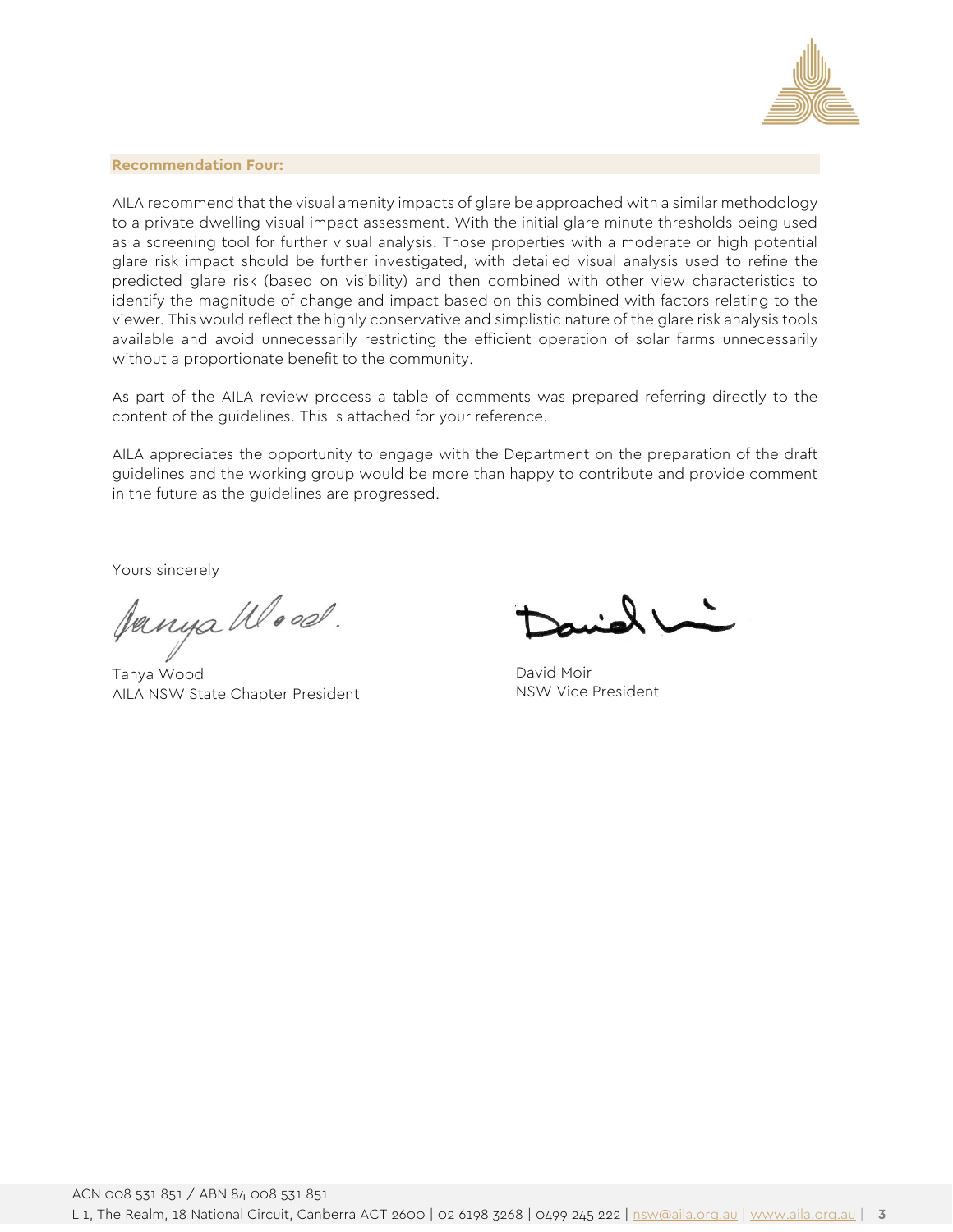**Recommendation Four:**

AILA recommend that the visual amenity impacts of glare be approached with a similar methodology to a private dwelling visual impact assessment. With the initial glare minute thresholds being used as a screening tool for further visual analysis. Those properties with a moderate or high potential glare risk impact should be further investigated, with detailed visual analysis used to refine the predicted glare risk (based on visibility) and then combined with other view characteristics to identify the magnitude of change and impact based on this combined with factors relating to the viewer. This would reflect the highly conservative and simplistic nature of the glare risk analysis tools available and avoid unnecessarily restricting the efficient operation of solar farms unnecessarily without a proportionate benefit to the community.

As part of the AILA review process a table of comments was prepared referring directly to the content of the guidelines. This is attached for your reference.

AILA appreciates the opportunity to engage with the Department on the preparation of the draft guidelines and the working group would be more than happy to contribute and provide comment in the future as the guidelines are progressed.

Yours sincerely

Tanya Wood
AILA NSW State Chapter President

David Moir
NSW Vice President

ACN 008 531 851 / ABN 84 008 531 851
L 1, The Realm, 18 National Circuit, Canberra ACT 2600 | 02 6198 3268 | 0499 245 222 | nsw@aila.org.au | www.aila.org.au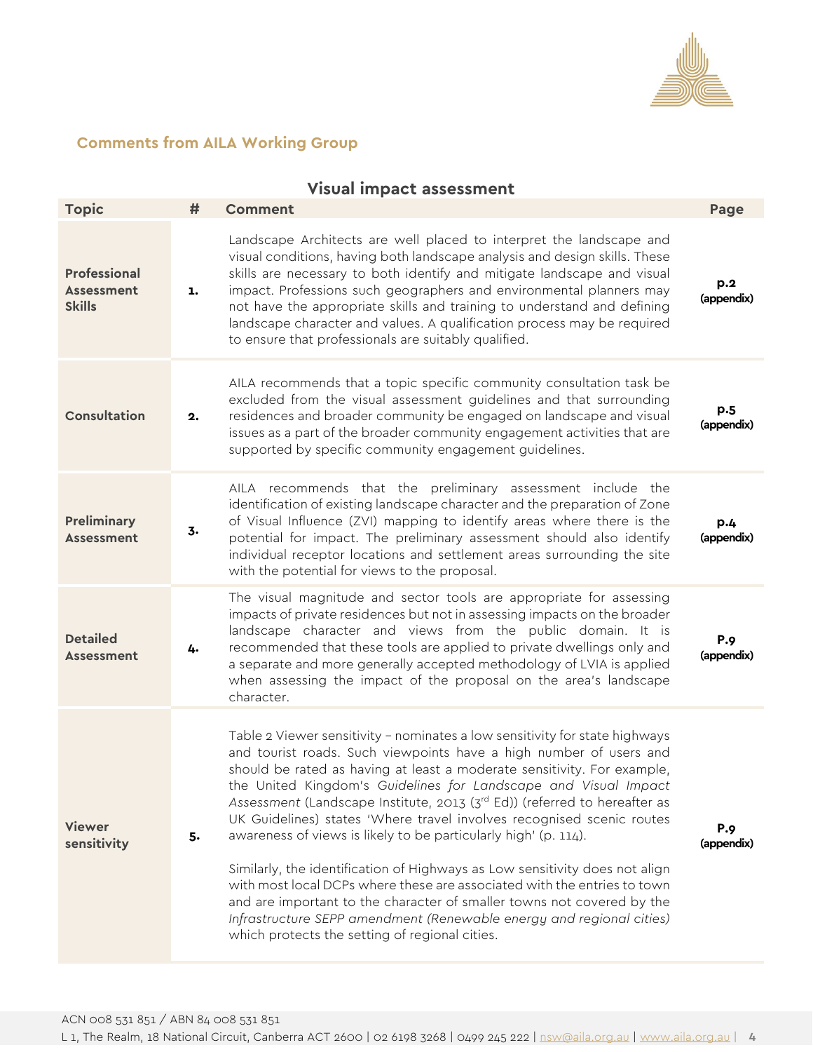## Comments from AILA Working Group

### Visual impact assessment

| Topic | # | Comment | Page |
|---|---|---|---|
| **Professional Assessment Skills** | **1.** | Landscape Architects are well placed to interpret the landscape and visual conditions, having both landscape analysis and design skills. These skills are necessary to both identify and mitigate landscape and visual impact. Professions such geographers and environmental planners may not have the appropriate skills and training to understand and defining landscape character and values. A qualification process may be required to ensure that professionals are suitably qualified. | **p.2 (appendix)** |
| **Consultation** | **2.** | AILA recommends that a topic specific community consultation task be excluded from the visual assessment guidelines and that surrounding residences and broader community be engaged on landscape and visual issues as a part of the broader community engagement activities that are supported by specific community engagement guidelines. | **p.5 (appendix)** |
| **Preliminary Assessment** | **3.** | AILA recommends that the preliminary assessment include the identification of existing landscape character and the preparation of Zone of Visual Influence (ZVI) mapping to identify areas where there is the potential for impact. The preliminary assessment should also identify individual receptor locations and settlement areas surrounding the site with the potential for views to the proposal. | **p.4 (appendix)** |
| **Detailed Assessment** | **4.** | The visual magnitude and sector tools are appropriate for assessing impacts of private residences but not in assessing impacts on the broader landscape character and views from the public domain. It is recommended that these tools are applied to private dwellings only and a separate and more generally accepted methodology of LVIA is applied when assessing the impact of the proposal on the area's landscape character. | **P.9 (appendix)** |
| **Viewer sensitivity** | **5.** | Table 2 Viewer sensitivity – nominates a low sensitivity for state highways and tourist roads. Such viewpoints have a high number of users and should be rated as having at least a moderate sensitivity. For example, the United Kingdom's *Guidelines for Landscape and Visual Impact Assessment* (Landscape Institute, 2013 (3rd Ed)) (referred to hereafter as UK Guidelines) states 'Where travel involves recognised scenic routes awareness of views is likely to be particularly high' (p. 114).<br><br>Similarly, the identification of Highways as Low sensitivity does not align with most local DCPs where these are associated with the entries to town and are important to the character of smaller towns not covered by the *Infrastructure SEPP amendment (Renewable energy and regional cities)* which protects the setting of regional cities. | **P.9 (appendix)** |

ACN 008 531 851 / ABN 84 008 531 851
L 1, The Realm, 18 National Circuit, Canberra ACT 2600 | 02 6198 3268 | 0499 245 222 | nsw@aila.org.au | www.aila.org.au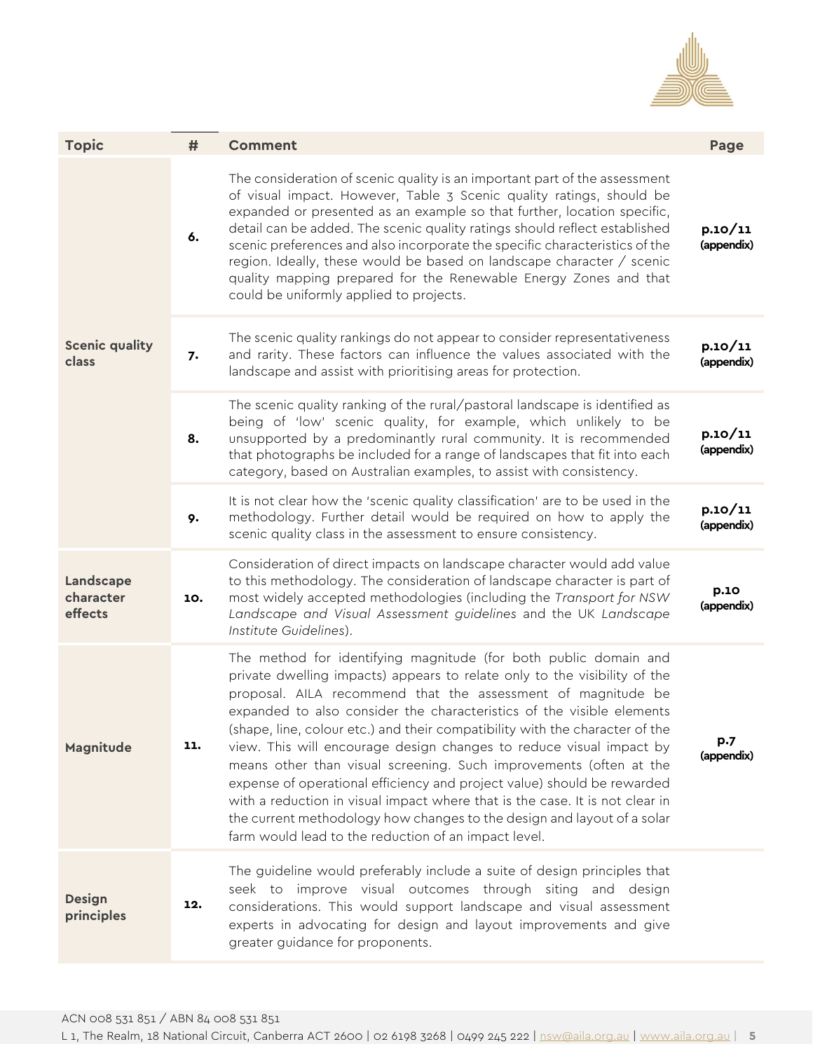| Topic | # | Comment | Page |
|---|---|---|---|
| Scenic quality class | 6. | The consideration of scenic quality is an important part of the assessment of visual impact. However, Table 3 Scenic quality ratings, should be expanded or presented as an example so that further, location specific, detail can be added. The scenic quality ratings should reflect established scenic preferences and also incorporate the specific characteristics of the region. Ideally, these would be based on landscape character / scenic quality mapping prepared for the Renewable Energy Zones and that could be uniformly applied to projects. | **p.10/11 (appendix)** |
| | 7. | The scenic quality rankings do not appear to consider representativeness and rarity. These factors can influence the values associated with the landscape and assist with prioritising areas for protection. | **p.10/11 (appendix)** |
| | 8. | The scenic quality ranking of the rural/pastoral landscape is identified as being of 'low' scenic quality, for example, which unlikely to be unsupported by a predominantly rural community. It is recommended that photographs be included for a range of landscapes that fit into each category, based on Australian examples, to assist with consistency. | **p.10/11 (appendix)** |
| | 9. | It is not clear how the 'scenic quality classification' are to be used in the methodology. Further detail would be required on how to apply the scenic quality class in the assessment to ensure consistency. | **p.10/11 (appendix)** |
| Landscape character effects | 10. | Consideration of direct impacts on landscape character would add value to this methodology. The consideration of landscape character is part of most widely accepted methodologies (including the *Transport for NSW Landscape and Visual Assessment guidelines* and the UK *Landscape Institute Guidelines*). | **p.10 (appendix)** |
| Magnitude | 11. | The method for identifying magnitude (for both public domain and private dwelling impacts) appears to relate only to the visibility of the proposal. AILA recommend that the assessment of magnitude be expanded to also consider the characteristics of the visible elements (shape, line, colour etc.) and their compatibility with the character of the view. This will encourage design changes to reduce visual impact by means other than visual screening. Such improvements (often at the expense of operational efficiency and project value) should be rewarded with a reduction in visual impact where that is the case. It is not clear in the current methodology how changes to the design and layout of a solar farm would lead to the reduction of an impact level. | **p.7 (appendix)** |
| Design principles | 12. | The guideline would preferably include a suite of design principles that seek to improve visual outcomes through siting and design considerations. This would support landscape and visual assessment experts in advocating for design and layout improvements and give greater guidance for proponents. | |

ACN 008 531 851 / ABN 84 008 531 851

L 1, The Realm, 18 National Circuit, Canberra ACT 2600 | 02 6198 3268 | 0499 245 222 | nsw@aila.org.au | www.aila.org.au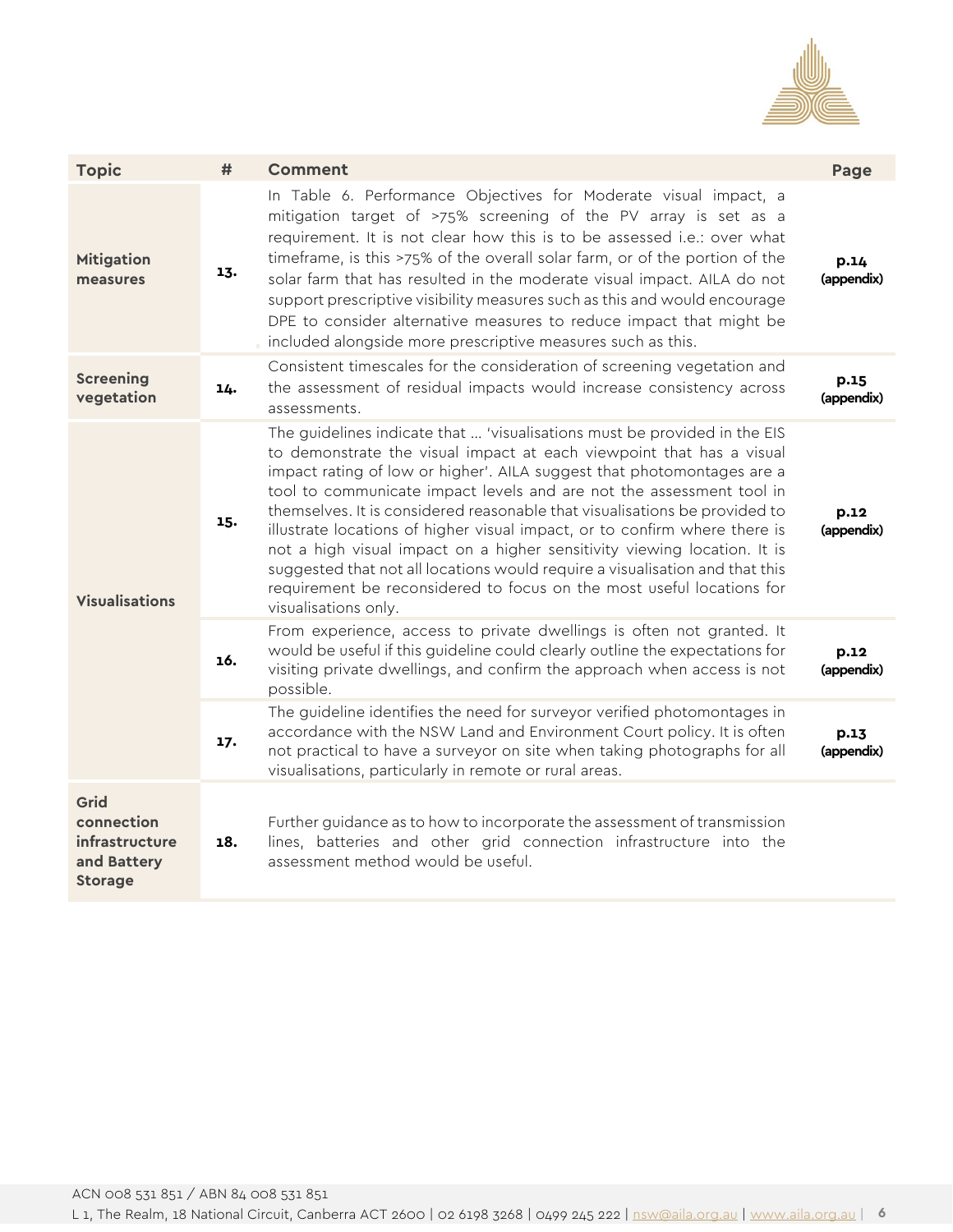| Topic | # | Comment | Page |
|---|---|---|---|
| **Mitigation measures** | **13.** | In Table 6. Performance Objectives for Moderate visual impact, a mitigation target of >75% screening of the PV array is set as a requirement. It is not clear how this is to be assessed i.e.: over what timeframe, is this >75% of the overall solar farm, or of the portion of the solar farm that has resulted in the moderate visual impact. AILA do not support prescriptive visibility measures such as this and would encourage DPE to consider alternative measures to reduce impact that might be included alongside more prescriptive measures such as this. | **p.14 (appendix)** |
| **Screening vegetation** | **14.** | Consistent timescales for the consideration of screening vegetation and the assessment of residual impacts would increase consistency across assessments. | **p.15 (appendix)** |
| **Visualisations** | **15.** | The guidelines indicate that … 'visualisations must be provided in the EIS to demonstrate the visual impact at each viewpoint that has a visual impact rating of low or higher'. AILA suggest that photomontages are a tool to communicate impact levels and are not the assessment tool in themselves. It is considered reasonable that visualisations be provided to illustrate locations of higher visual impact, or to confirm where there is not a high visual impact on a higher sensitivity viewing location. It is suggested that not all locations would require a visualisation and that this requirement be reconsidered to focus on the most useful locations for visualisations only. | **p.12 (appendix)** |
| | **16.** | From experience, access to private dwellings is often not granted. It would be useful if this guideline could clearly outline the expectations for visiting private dwellings, and confirm the approach when access is not possible. | **p.12 (appendix)** |
| | **17.** | The guideline identifies the need for surveyor verified photomontages in accordance with the NSW Land and Environment Court policy. It is often not practical to have a surveyor on site when taking photographs for all visualisations, particularly in remote or rural areas. | **p.13 (appendix)** |
| **Grid connection infrastructure and Battery Storage** | **18.** | Further guidance as to how to incorporate the assessment of transmission lines, batteries and other grid connection infrastructure into the assessment method would be useful. | |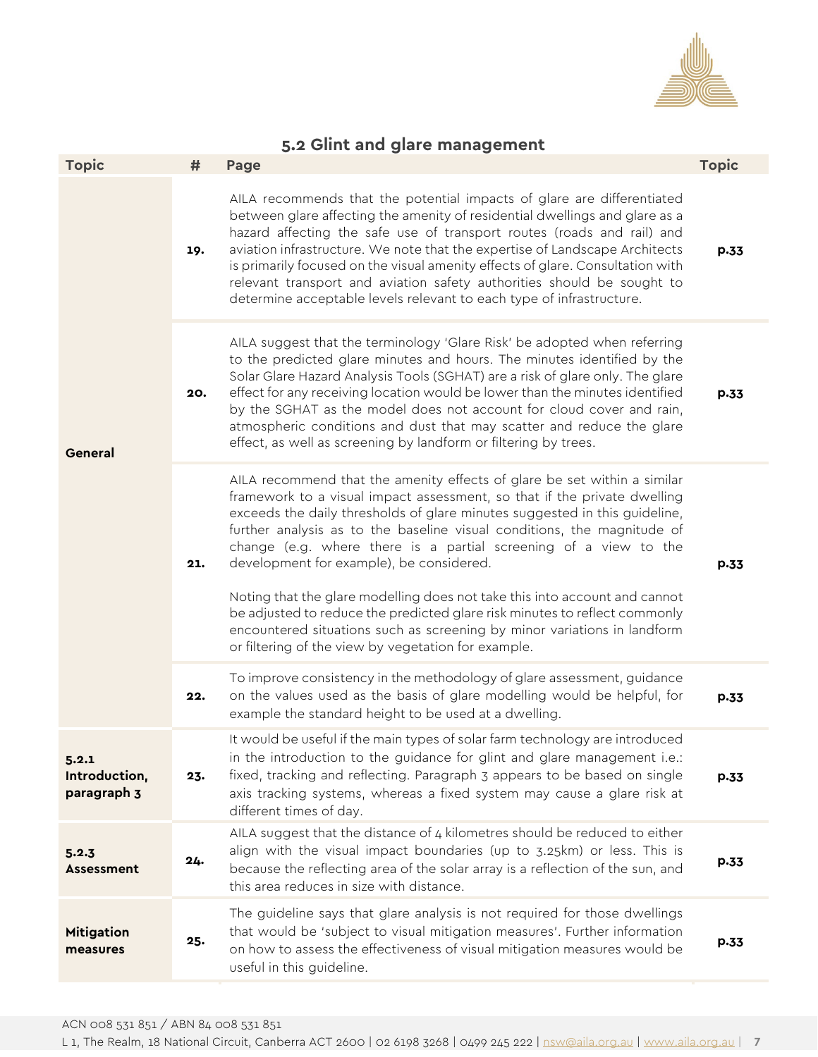## 5.2 Glint and glare management

| Topic | # | Page | Topic |
|---|---|---|---|
| General | 19. | AILA recommends that the potential impacts of glare are differentiated between glare affecting the amenity of residential dwellings and glare as a hazard affecting the safe use of transport routes (roads and rail) and aviation infrastructure. We note that the expertise of Landscape Architects is primarily focused on the visual amenity effects of glare. Consultation with relevant transport and aviation safety authorities should be sought to determine acceptable levels relevant to each type of infrastructure. | p.33 |
| | 20. | AILA suggest that the terminology 'Glare Risk' be adopted when referring to the predicted glare minutes and hours. The minutes identified by the Solar Glare Hazard Analysis Tools (SGHAT) are a risk of glare only. The glare effect for any receiving location would be lower than the minutes identified by the SGHAT as the model does not account for cloud cover and rain, atmospheric conditions and dust that may scatter and reduce the glare effect, as well as screening by landform or filtering by trees. | p.33 |
| | 21. | AILA recommend that the amenity effects of glare be set within a similar framework to a visual impact assessment, so that if the private dwelling exceeds the daily thresholds of glare minutes suggested in this guideline, further analysis as to the baseline visual conditions, the magnitude of change (e.g. where there is a partial screening of a view to the development for example), be considered. <br><br> Noting that the glare modelling does not take this into account and cannot be adjusted to reduce the predicted glare risk minutes to reflect commonly encountered situations such as screening by minor variations in landform or filtering of the view by vegetation for example. | p.33 |
| | 22. | To improve consistency in the methodology of glare assessment, guidance on the values used as the basis of glare modelling would be helpful, for example the standard height to be used at a dwelling. | p.33 |
| **5.2.1 Introduction, paragraph 3** | 23. | It would be useful if the main types of solar farm technology are introduced in the introduction to the guidance for glint and glare management i.e.: fixed, tracking and reflecting. Paragraph 3 appears to be based on single axis tracking systems, whereas a fixed system may cause a glare risk at different times of day. | p.33 |
| **5.2.3 Assessment** | 24. | AILA suggest that the distance of 4 kilometres should be reduced to either align with the visual impact boundaries (up to 3.25km) or less. This is because the reflecting area of the solar array is a reflection of the sun, and this area reduces in size with distance. | p.33 |
| **Mitigation measures** | 25. | The guideline says that glare analysis is not required for those dwellings that would be 'subject to visual mitigation measures'. Further information on how to assess the effectiveness of visual mitigation measures would be useful in this guideline. | p.33 |

ACN 008 531 851 / ABN 84 008 531 851

L 1, The Realm, 18 National Circuit, Canberra ACT 2600 | 02 6198 3268 | 0499 245 222 | nsw@aila.org.au | www.aila.org.au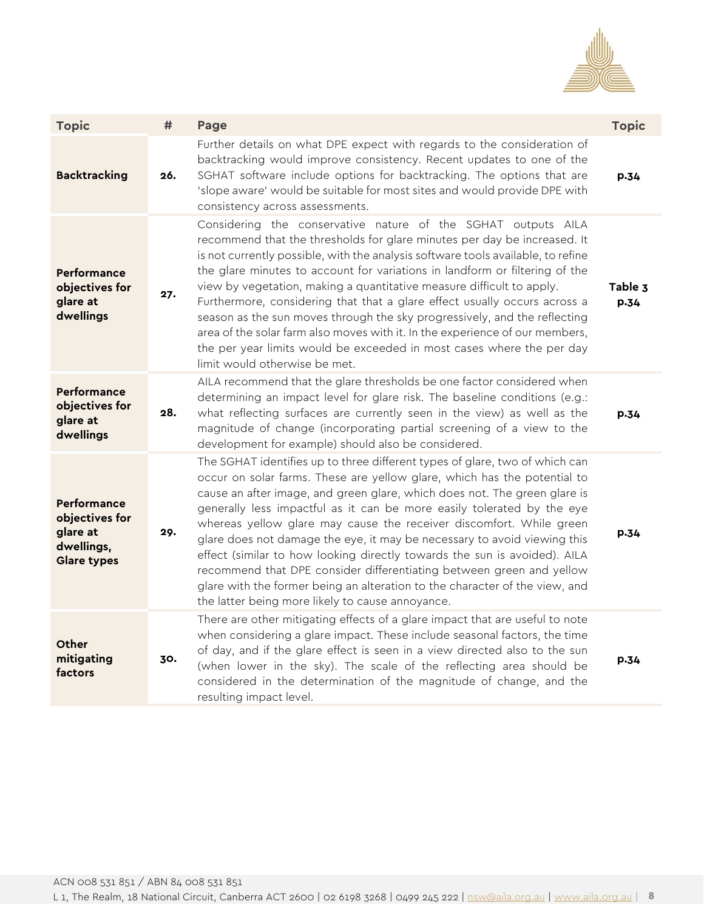| Topic | # | Page | Topic |
|---|---|---|---|
| **Backtracking** | **26.** | Further details on what DPE expect with regards to the consideration of backtracking would improve consistency. Recent updates to one of the SGHAT software include options for backtracking. The options that are 'slope aware' would be suitable for most sites and would provide DPE with consistency across assessments. | **p.34** |
| **Performance objectives for glare at dwellings** | **27.** | Considering the conservative nature of the SGHAT outputs AILA recommend that the thresholds for glare minutes per day be increased. It is not currently possible, with the analysis software tools available, to refine the glare minutes to account for variations in landform or filtering of the view by vegetation, making a quantitative measure difficult to apply. Furthermore, considering that that a glare effect usually occurs across a season as the sun moves through the sky progressively, and the reflecting area of the solar farm also moves with it. In the experience of our members, the per year limits would be exceeded in most cases where the per day limit would otherwise be met. | **Table 3 p.34** |
| **Performance objectives for glare at dwellings** | **28.** | AILA recommend that the glare thresholds be one factor considered when determining an impact level for glare risk. The baseline conditions (e.g.: what reflecting surfaces are currently seen in the view) as well as the magnitude of change (incorporating partial screening of a view to the development for example) should also be considered. | **p.34** |
| **Performance objectives for glare at dwellings, Glare types** | **29.** | The SGHAT identifies up to three different types of glare, two of which can occur on solar farms. These are yellow glare, which has the potential to cause an after image, and green glare, which does not. The green glare is generally less impactful as it can be more easily tolerated by the eye whereas yellow glare may cause the receiver discomfort. While green glare does not damage the eye, it may be necessary to avoid viewing this effect (similar to how looking directly towards the sun is avoided). AILA recommend that DPE consider differentiating between green and yellow glare with the former being an alteration to the character of the view, and the latter being more likely to cause annoyance. | **p.34** |
| **Other mitigating factors** | **30.** | There are other mitigating effects of a glare impact that are useful to note when considering a glare impact. These include seasonal factors, the time of day, and if the glare effect is seen in a view directed also to the sun (when lower in the sky). The scale of the reflecting area should be considered in the determination of the magnitude of change, and the resulting impact level. | **p.34** |

ACN 008 531 851 / ABN 84 008 531 851

L 1, The Realm, 18 National Circuit, Canberra ACT 2600 | 02 6198 3268 | 0499 245 222 | nsw@aila.org.au | www.aila.org.au |